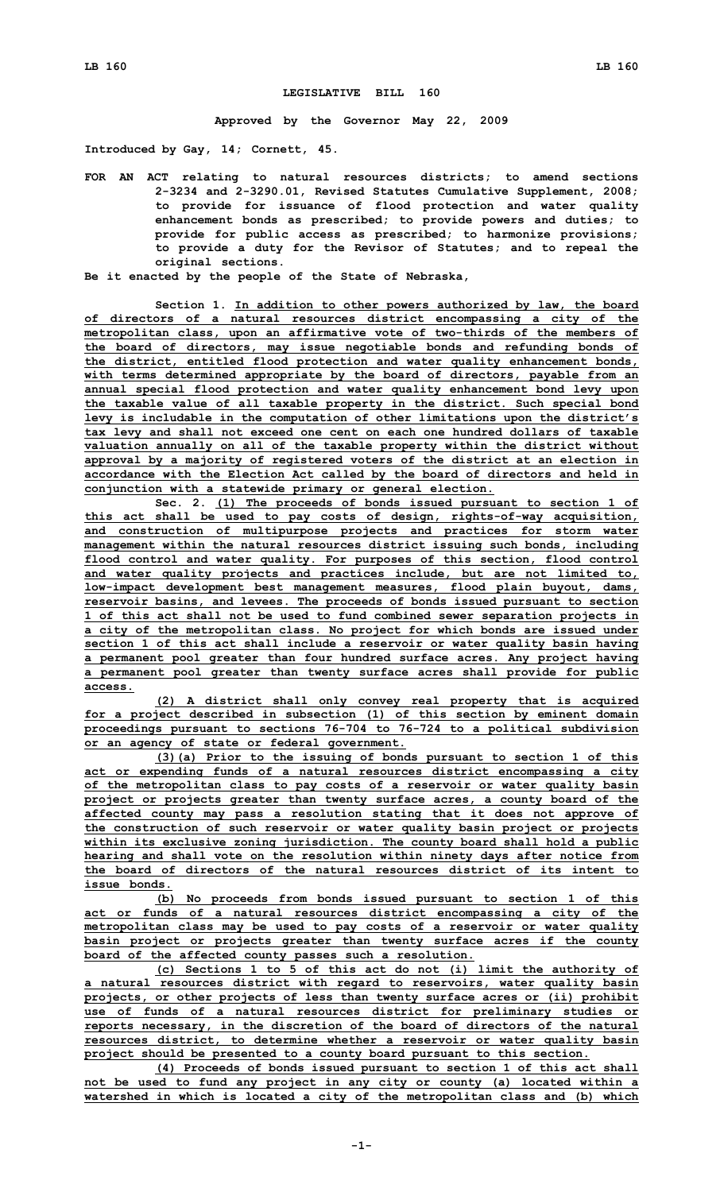**LEGISLATIVE BILL 160**

**Approved by the Governor May 22, 2009**

**Introduced by Gay, 14; Cornett, 45.**

**FOR AN ACT relating to natural resources districts; to amend sections 2-3234 and 2-3290.01, Revised Statutes Cumulative Supplement, 2008; to provide for issuance of flood protection and water quality enhancement bonds as prescribed; to provide powers and duties; to provide for public access as prescribed; to harmonize provisions; to provide a duty for the Revisor of Statutes; and to repeal the original sections.**

**Be it enacted by the people of the State of Nebraska,**

**Section 1. In addition to other powers authorized by law, the board of directors of a natural resources district encompassing a city of the metropolitan class, upon an affirmative vote of two-thirds of the members of the board of directors, may issue negotiable bonds and refunding bonds of the district, entitled flood protection and water quality enhancement bonds, with terms determined appropriate by the board of directors, payable from an annual special flood protection and water quality enhancement bond levy upon the taxable value of all taxable property in the district. Such special bond levy is includable in the computation of other limitations upon the district's tax levy and shall not exceed one cent on each one hundred dollars of taxable valuation annually on all of the taxable property within the district without approval by a majority of registered voters of the district at an election in accordance with the Election Act called by the board of directors and held in conjunction with a statewide primary or general election.**

**Sec. 2. (1) The proceeds of bonds issued pursuant to section 1 of this act shall be used to pay costs of design, rights-of-way acquisition, and construction of multipurpose projects and practices for storm water management within the natural resources district issuing such bonds, including flood control and water quality. For purposes of this section, flood control and water quality projects and practices include, but are not limited to, low-impact development best management measures, flood plain buyout, dams, reservoir basins, and levees. The proceeds of bonds issued pursuant to section 1 of this act shall not be used to fund combined sewer separation projects in a city of the metropolitan class. No project for which bonds are issued under section 1 of this act shall include a reservoir or water quality basin having a permanent pool greater than four hundred surface acres. Any project having a permanent pool greater than twenty surface acres shall provide for public access.**

**(2) A district shall only convey real property that is acquired for a project described in subsection (1) of this section by eminent domain proceedings pursuant to sections 76-704 to 76-724 to a political subdivision or an agency of state or federal government.**

**(3)(a) Prior to the issuing of bonds pursuant to section 1 of this act or expending funds of a natural resources district encompassing a city of the metropolitan class to pay costs of a reservoir or water quality basin project or projects greater than twenty surface acres, a county board of the affected county may pass a resolution stating that it does not approve of the construction of such reservoir or water quality basin project or projects within its exclusive zoning jurisdiction. The county board shall hold a public hearing and shall vote on the resolution within ninety days after notice from the board of directors of the natural resources district of its intent to issue bonds.**

**(b) No proceeds from bonds issued pursuant to section 1 of this act or funds of a natural resources district encompassing a city of the metropolitan class may be used to pay costs of a reservoir or water quality basin project or projects greater than twenty surface acres if the county board of the affected county passes such a resolution.**

**(c) Sections 1 to 5 of this act do not (i) limit the authority of a natural resources district with regard to reservoirs, water quality basin projects, or other projects of less than twenty surface acres or (ii) prohibit use of funds of a natural resources district for preliminary studies or reports necessary, in the discretion of the board of directors of the natural resources district, to determine whether a reservoir or water quality basin project should be presented to a county board pursuant to this section.**

**(4) Proceeds of bonds issued pursuant to section 1 of this act shall not be used to fund any project in any city or county (a) located within a watershed in which is located a city of the metropolitan class and (b) which**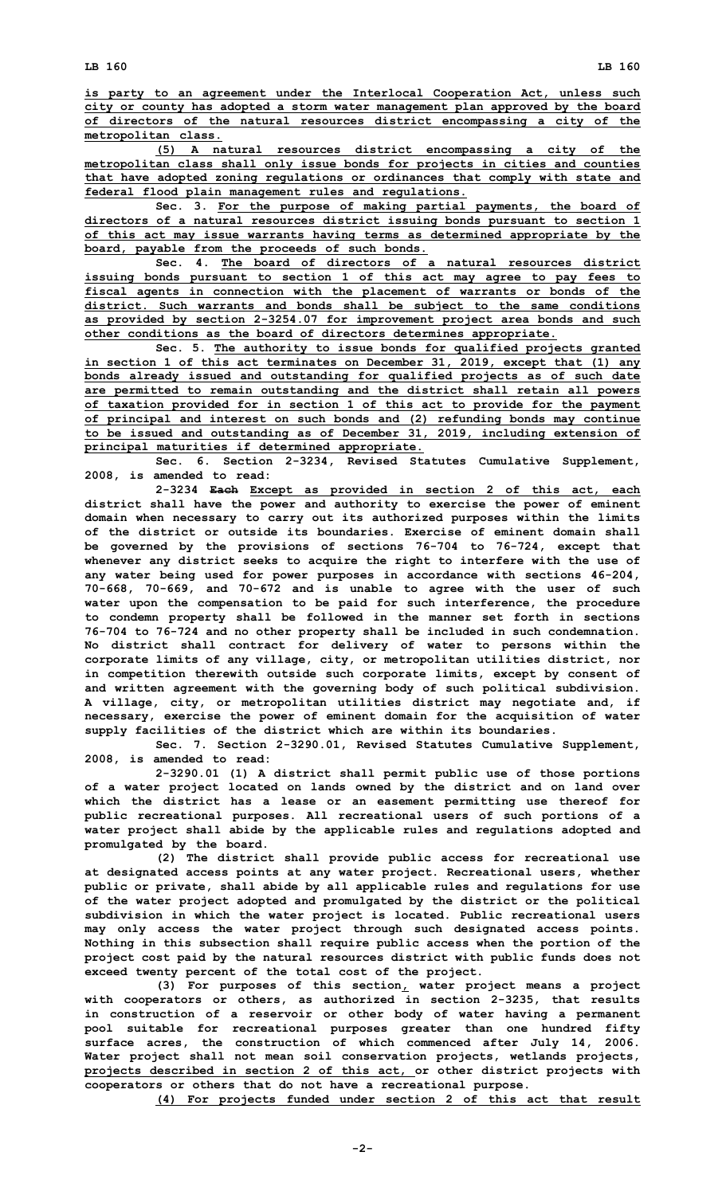is party to an agreement under the Interlocal Cooperation Act, unless such city or county has adopted a storm water management plan approved by the board of directors of the natural resources district encompassing a city of the metropolitan class.

(5) A natural resources district encompassing a city of the metropolitan class shall only issue bonds for projects in cities and counties that have adopted zoning regulations or ordinances that comply with state and federal flood plain management rules and regulations.

Sec. 3. For the purpose of making partial payments, the board of directors of a natural resources district issuing bonds pursuant to section 1 of this act may issue warrants having terms as determined appropriate by the board, payable from the proceeds of such bonds.

Sec. 4. The board of directors of a natural resources district issuing bonds pursuant to section 1 of this act may agree to pay fees to fiscal agents in connection with the placement of warrants or bonds of the district. Such warrants and bonds shall be subject to the same conditions as provided by section 2-3254.07 for improvement project area bonds and such other conditions as the board of directors determines appropriate.

Sec. 5. The authority to issue bonds for qualified projects granted in section 1 of this act terminates on December 31, 2019, except that (1) any bonds already issued and outstanding for qualified projects as of such date are permitted to remain outstanding and the district shall retain all powers of taxation provided for in section 1 of this act to provide for the payment of principal and interest on such bonds and (2) refunding bonds may continue to be issued and outstanding as of December 31, 2019, including extension of principal maturities if determined appropriate.

Sec. 6. Section 2-3234, Revised Statutes Cumulative Supplement, 2008, is amended to read:

2-3234 ~~Each~~ Except as provided in section 2 of this act, each district shall have the power and authority to exercise the power of eminent domain when necessary to carry out its authorized purposes within the limits of the district or outside its boundaries. Exercise of eminent domain shall be governed by the provisions of sections 76-704 to 76-724, except that whenever any district seeks to acquire the right to interfere with the use of any water being used for power purposes in accordance with sections 46-204, 70-668, 70-669, and 70-672 and is unable to agree with the user of such water upon the compensation to be paid for such interference, the procedure to condemn property shall be followed in the manner set forth in sections 76-704 to 76-724 and no other property shall be included in such condemnation. No district shall contract for delivery of water to persons within the corporate limits of any village, city, or metropolitan utilities district, nor in competition therewith outside such corporate limits, except by consent of and written agreement with the governing body of such political subdivision. A village, city, or metropolitan utilities district may negotiate and, if necessary, exercise the power of eminent domain for the acquisition of water supply facilities of the district which are within its boundaries.

Sec. 7. Section 2-3290.01, Revised Statutes Cumulative Supplement, 2008, is amended to read:

2-3290.01 (1) A district shall permit public use of those portions of a water project located on lands owned by the district and on land over which the district has a lease or an easement permitting use thereof for public recreational purposes. All recreational users of such portions of a water project shall abide by the applicable rules and regulations adopted and promulgated by the board.

(2) The district shall provide public access for recreational use at designated access points at any water project. Recreational users, whether public or private, shall abide by all applicable rules and regulations for use of the water project adopted and promulgated by the district or the political subdivision in which the water project is located. Public recreational users may only access the water project through such designated access points. Nothing in this subsection shall require public access when the portion of the project cost paid by the natural resources district with public funds does not exceed twenty percent of the total cost of the project.

(3) For purposes of this section, water project means a project with cooperators or others, as authorized in section 2-3235, that results in construction of a reservoir or other body of water having a permanent pool suitable for recreational purposes greater than one hundred fifty surface acres, the construction of which commenced after July 14, 2006. Water project shall not mean soil conservation projects, wetlands projects, projects described in section 2 of this act, or other district projects with cooperators or others that do not have a recreational purpose.

(4) For projects funded under section 2 of this act that result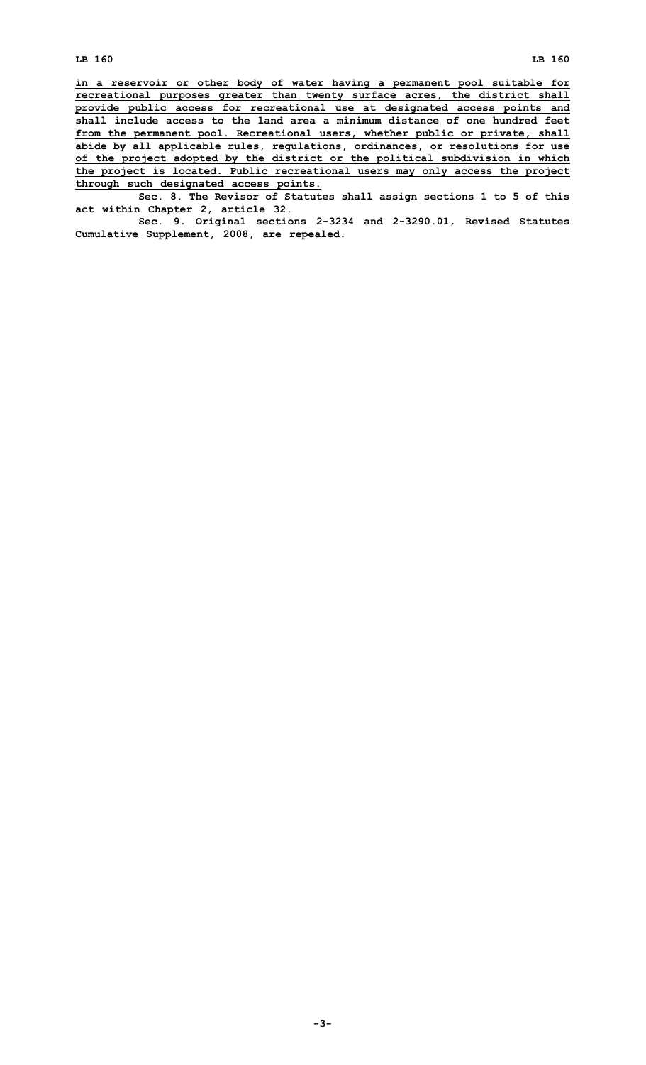in a reservoir or other body of water having a permanent pool suitable for recreational purposes greater than twenty surface acres, the district shall provide public access for recreational use at designated access points and shall include access to the land area a minimum distance of one hundred feet from the permanent pool. Recreational users, whether public or private, shall abide by all applicable rules, regulations, ordinances, or resolutions for use of the project adopted by the district or the political subdivision in which the project is located. Public recreational users may only access the project through such designated access points.

Sec. 8. The Revisor of Statutes shall assign sections 1 to 5 of this act within Chapter 2, article 32.

Sec. 9. Original sections 2-3234 and 2-3290.01, Revised Statutes Cumulative Supplement, 2008, are repealed.